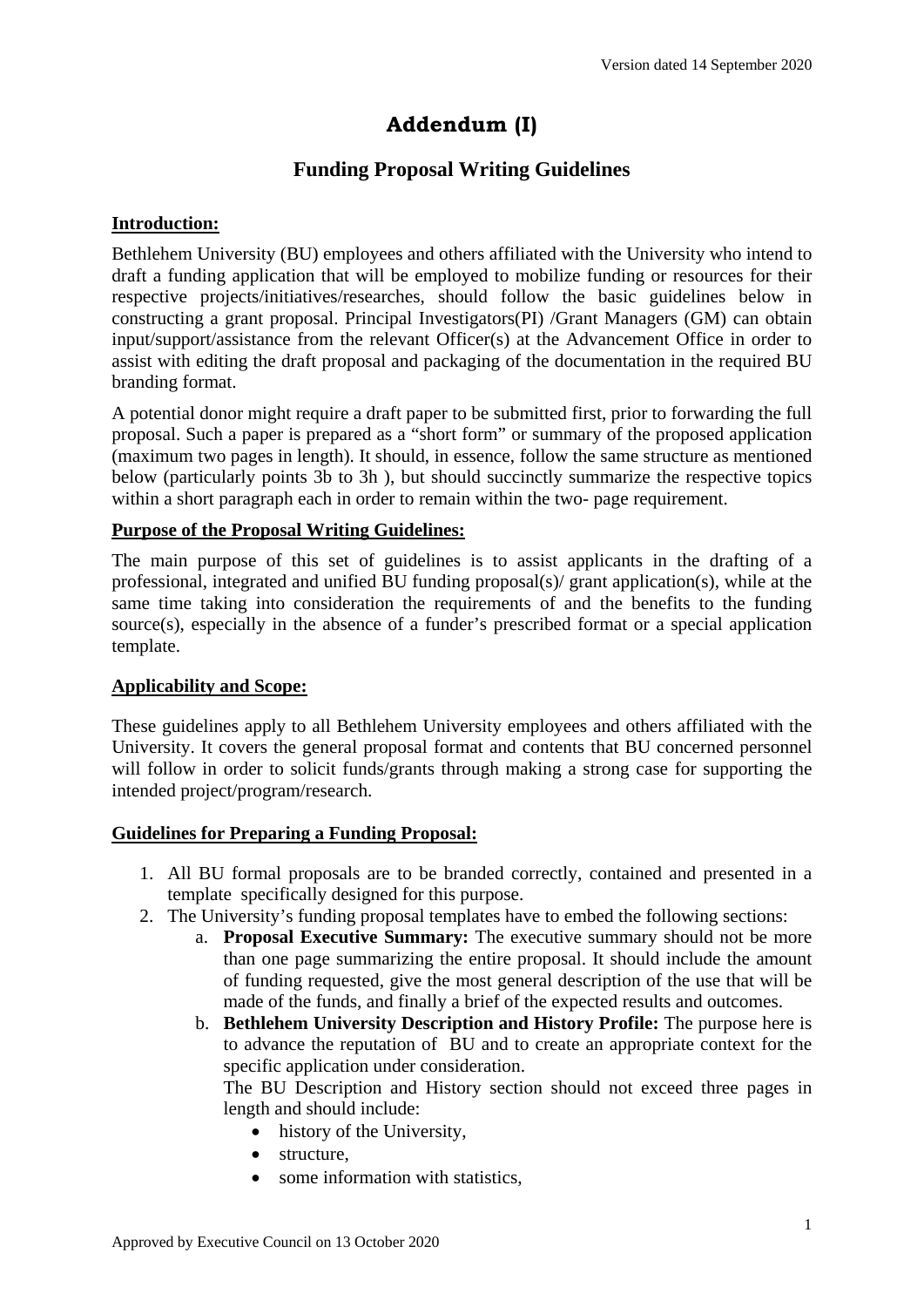# Addendum (I)

## Funding Proposal Writing Guidelines

**Introduction:**

Bethlehem University (BU) employees and others affiliated with the University who intend to draft a funding application that will be employed to mobilize funding or resources for their respective projects/initiatives/researches, should follow the basic guidelines below in constructing a grant proposal. Principal Investigators(PI) /Grant Managers (GM) can obtain input/support/assistance from the relevant Officer(s) at the Advancement Office in order to assist with editing the draft proposal and packaging of the documentation in the required BU branding format.

A potential donor might require a draft paper to be submitted first, prior to forwarding the full proposal. Such a paper is prepared as a "short form" or summary of the proposed application (maximum two pages in length). It should, in essence, follow the same structure as mentioned below (particularly points 3b to 3h ), but should succinctly summarize the respective topics within a short paragraph each in order to remain within the two- page requirement.

**Purpose of the Proposal Writing Guidelines:**

The main purpose of this set of guidelines is to assist applicants in the drafting of a professional, integrated and unified BU funding proposal(s)/ grant application(s), while at the same time taking into consideration the requirements of and the benefits to the funding source(s), especially in the absence of a funder's prescribed format or a special application template.

**Applicability and Scope:**

These guidelines apply to all Bethlehem University employees and others affiliated with the University. It covers the general proposal format and contents that BU concerned personnel will follow in order to solicit funds/grants through making a strong case for supporting the intended project/program/research.

**Guidelines for Preparing a Funding Proposal:**

1. All BU formal proposals are to be branded correctly, contained and presented in a template specifically designed for this purpose.
2. The University's funding proposal templates have to embed the following sections:
   a. **Proposal Executive Summary:** The executive summary should not be more than one page summarizing the entire proposal. It should include the amount of funding requested, give the most general description of the use that will be made of the funds, and finally a brief of the expected results and outcomes.
   b. **Bethlehem University Description and History Profile:** The purpose here is to advance the reputation of BU and to create an appropriate context for the specific application under consideration.
      The BU Description and History section should not exceed three pages in length and should include:
      - history of the University,
      - structure,
      - some information with statistics,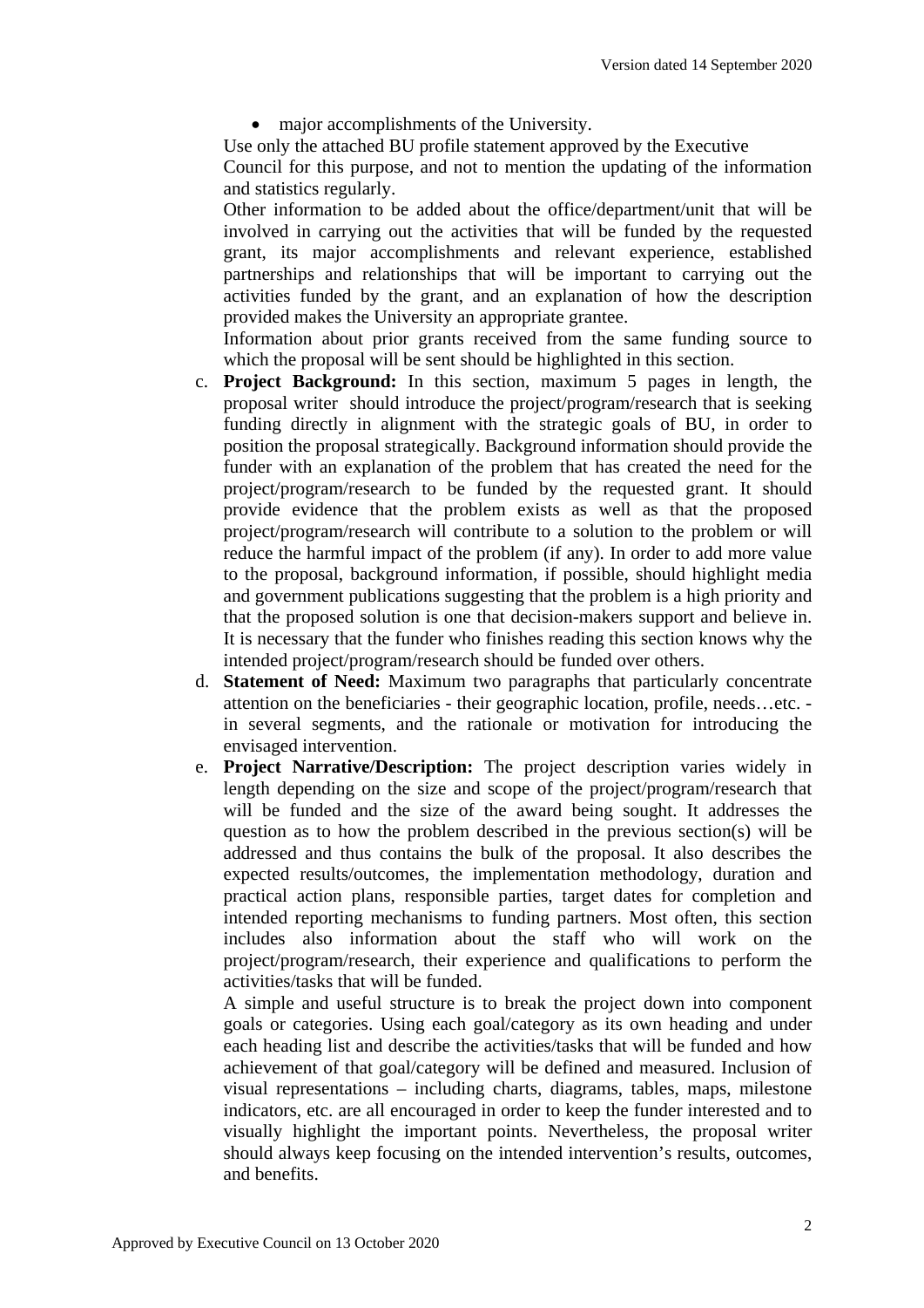- major accomplishments of the University.

Use only the attached BU profile statement approved by the Executive Council for this purpose, and not to mention the updating of the information and statistics regularly.

Other information to be added about the office/department/unit that will be involved in carrying out the activities that will be funded by the requested grant, its major accomplishments and relevant experience, established partnerships and relationships that will be important to carrying out the activities funded by the grant, and an explanation of how the description provided makes the University an appropriate grantee.

Information about prior grants received from the same funding source to which the proposal will be sent should be highlighted in this section.

c. **Project Background:** In this section, maximum 5 pages in length, the proposal writer should introduce the project/program/research that is seeking funding directly in alignment with the strategic goals of BU, in order to position the proposal strategically. Background information should provide the funder with an explanation of the problem that has created the need for the project/program/research to be funded by the requested grant. It should provide evidence that the problem exists as well as that the proposed project/program/research will contribute to a solution to the problem or will reduce the harmful impact of the problem (if any). In order to add more value to the proposal, background information, if possible, should highlight media and government publications suggesting that the problem is a high priority and that the proposed solution is one that decision-makers support and believe in. It is necessary that the funder who finishes reading this section knows why the intended project/program/research should be funded over others.

d. **Statement of Need:** Maximum two paragraphs that particularly concentrate attention on the beneficiaries - their geographic location, profile, needs…etc. - in several segments, and the rationale or motivation for introducing the envisaged intervention.

e. **Project Narrative/Description:** The project description varies widely in length depending on the size and scope of the project/program/research that will be funded and the size of the award being sought. It addresses the question as to how the problem described in the previous section(s) will be addressed and thus contains the bulk of the proposal. It also describes the expected results/outcomes, the implementation methodology, duration and practical action plans, responsible parties, target dates for completion and intended reporting mechanisms to funding partners. Most often, this section includes also information about the staff who will work on the project/program/research, their experience and qualifications to perform the activities/tasks that will be funded.

A simple and useful structure is to break the project down into component goals or categories. Using each goal/category as its own heading and under each heading list and describe the activities/tasks that will be funded and how achievement of that goal/category will be defined and measured. Inclusion of visual representations – including charts, diagrams, tables, maps, milestone indicators, etc. are all encouraged in order to keep the funder interested and to visually highlight the important points. Nevertheless, the proposal writer should always keep focusing on the intended intervention's results, outcomes, and benefits.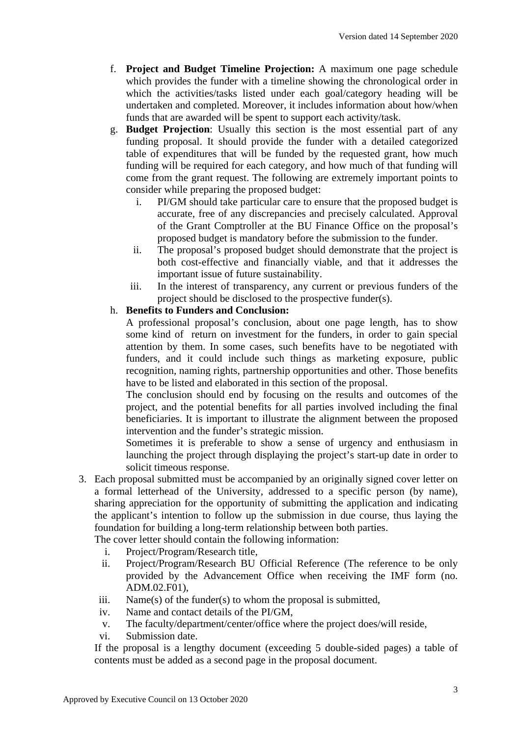f. **Project and Budget Timeline Projection:** A maximum one page schedule which provides the funder with a timeline showing the chronological order in which the activities/tasks listed under each goal/category heading will be undertaken and completed. Moreover, it includes information about how/when funds that are awarded will be spent to support each activity/task.

g. **Budget Projection**: Usually this section is the most essential part of any funding proposal. It should provide the funder with a detailed categorized table of expenditures that will be funded by the requested grant, how much funding will be required for each category, and how much of that funding will come from the grant request. The following are extremely important points to consider while preparing the proposed budget:

   i. PI/GM should take particular care to ensure that the proposed budget is accurate, free of any discrepancies and precisely calculated. Approval of the Grant Comptroller at the BU Finance Office on the proposal's proposed budget is mandatory before the submission to the funder.
   
   ii. The proposal's proposed budget should demonstrate that the project is both cost-effective and financially viable, and that it addresses the important issue of future sustainability.
   
   iii. In the interest of transparency, any current or previous funders of the project should be disclosed to the prospective funder(s).

h. **Benefits to Funders and Conclusion:**

   A professional proposal's conclusion, about one page length, has to show some kind of return on investment for the funders, in order to gain special attention by them. In some cases, such benefits have to be negotiated with funders, and it could include such things as marketing exposure, public recognition, naming rights, partnership opportunities and other. Those benefits have to be listed and elaborated in this section of the proposal.

   The conclusion should end by focusing on the results and outcomes of the project, and the potential benefits for all parties involved including the final beneficiaries. It is important to illustrate the alignment between the proposed intervention and the funder's strategic mission.

   Sometimes it is preferable to show a sense of urgency and enthusiasm in launching the project through displaying the project's start-up date in order to solicit timeous response.

3. Each proposal submitted must be accompanied by an originally signed cover letter on a formal letterhead of the University, addressed to a specific person (by name), sharing appreciation for the opportunity of submitting the application and indicating the applicant's intention to follow up the submission in due course, thus laying the foundation for building a long-term relationship between both parties.

   The cover letter should contain the following information:

   i. Project/Program/Research title,
   ii. Project/Program/Research BU Official Reference (The reference to be only provided by the Advancement Office when receiving the IMF form (no. ADM.02.F01),
   iii. Name(s) of the funder(s) to whom the proposal is submitted,
   iv. Name and contact details of the PI/GM,
   v. The faculty/department/center/office where the project does/will reside,
   vi. Submission date.

   If the proposal is a lengthy document (exceeding 5 double-sided pages) a table of contents must be added as a second page in the proposal document.